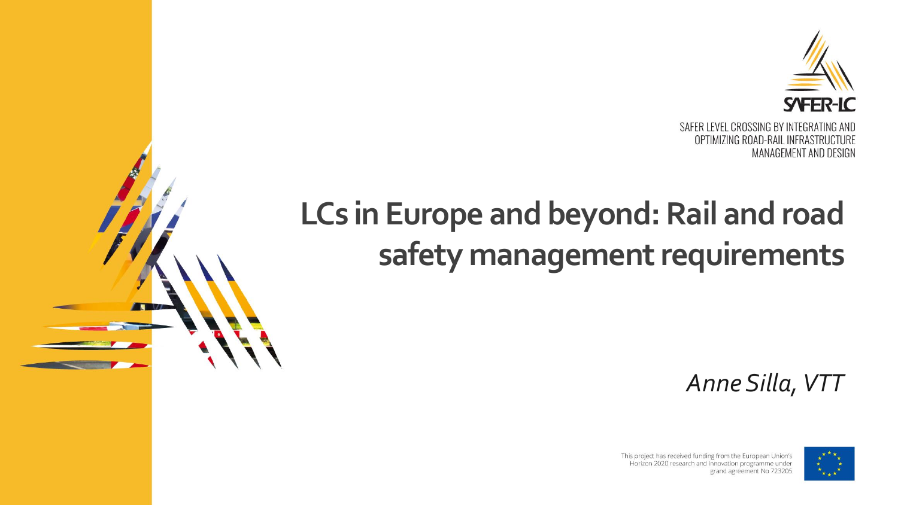SAFER-LC

SAFER LEVEL CROSSING BY INTEGRATING AND OPTIMIZING ROAD-RAIL INFRASTRUCTURE MANAGEMENT AND DESIGN

# LCs in Europe and beyond: Rail and road safety management requirements

*Anne Silla, VTT*

This project has received funding from the European Union's Horizon 2020 research and innovation programme under grant agreement No 723205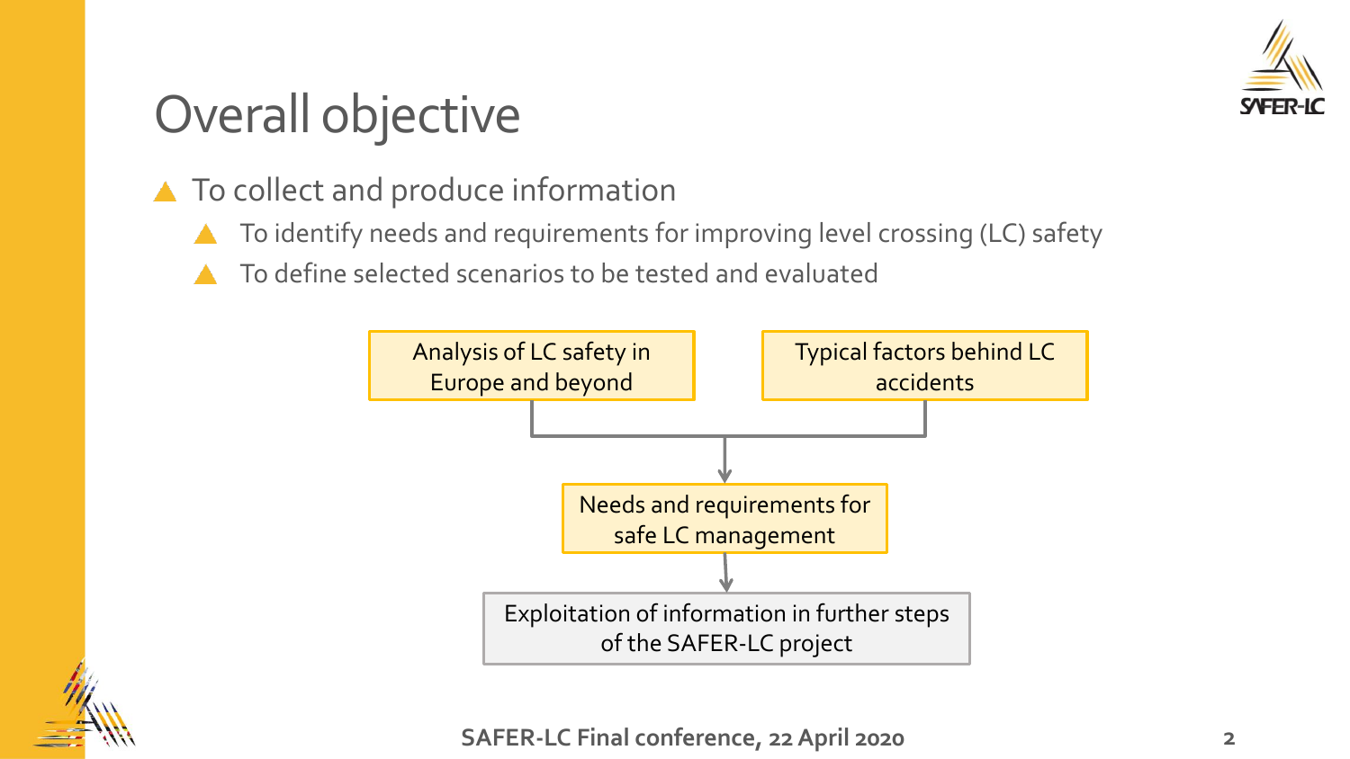# Overall objective

- To collect and produce information
  - To identify needs and requirements for improving level crossing (LC) safety
  - To define selected scenarios to be tested and evaluated

Analysis of LC safety in Europe and beyond

Typical factors behind LC accidents

Needs and requirements for safe LC management

Exploitation of information in further steps of the SAFER-LC project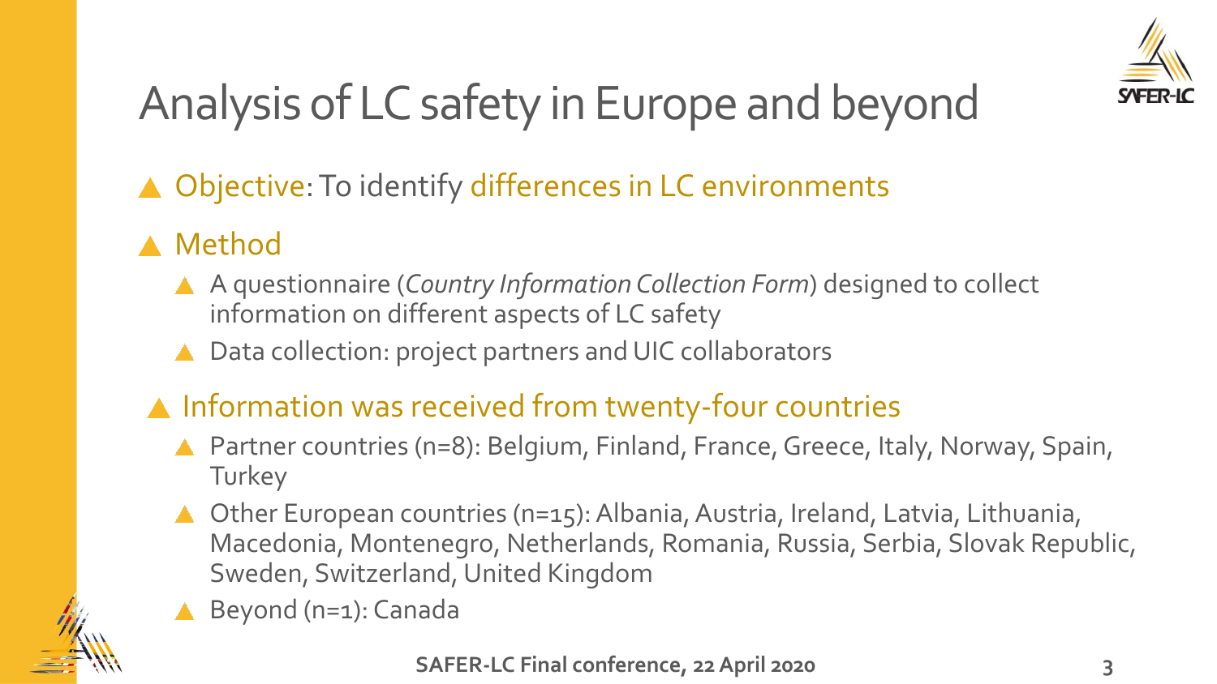# Analysis of LC safety in Europe and beyond

- Objective: To identify differences in LC environments
- Method
  - A questionnaire (*Country Information Collection Form*) designed to collect information on different aspects of LC safety
  - Data collection: project partners and UIC collaborators
- Information was received from twenty-four countries
  - Partner countries (n=8): Belgium, Finland, France, Greece, Italy, Norway, Spain, Turkey
  - Other European countries (n=15): Albania, Austria, Ireland, Latvia, Lithuania, Macedonia, Montenegro, Netherlands, Romania, Russia, Serbia, Slovak Republic, Sweden, Switzerland, United Kingdom
  - Beyond (n=1): Canada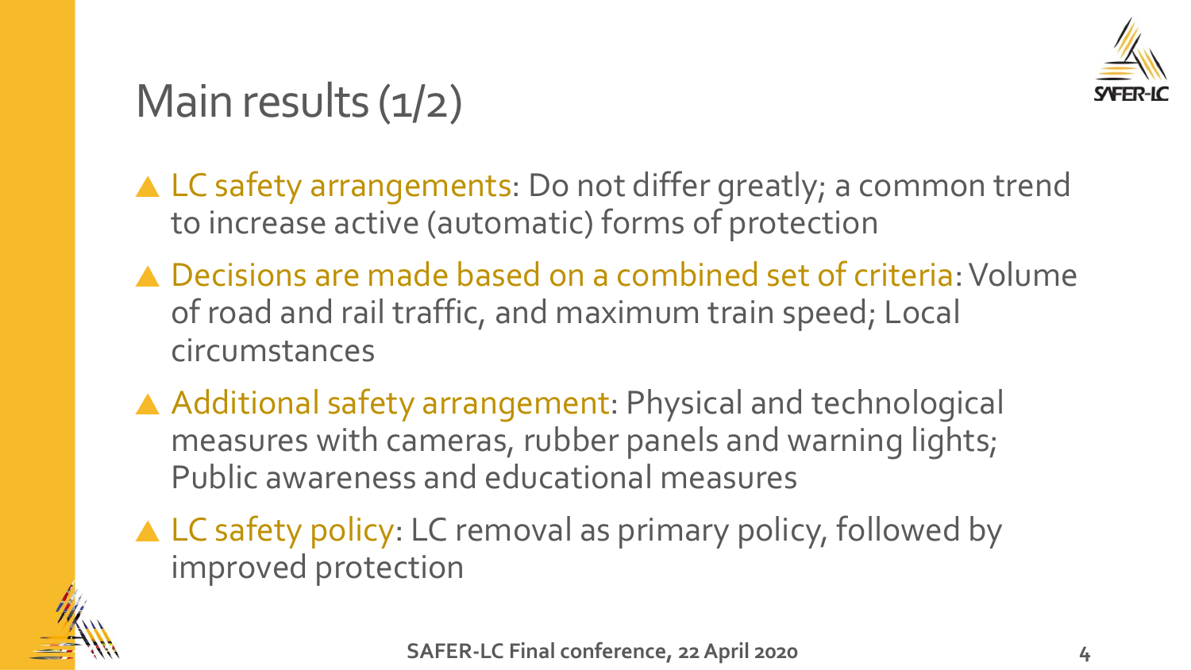# Main results (1/2)

- LC safety arrangements: Do not differ greatly; a common trend to increase active (automatic) forms of protection
- Decisions are made based on a combined set of criteria: Volume of road and rail traffic, and maximum train speed; Local circumstances
- Additional safety arrangement: Physical and technological measures with cameras, rubber panels and warning lights; Public awareness and educational measures
- LC safety policy: LC removal as primary policy, followed by improved protection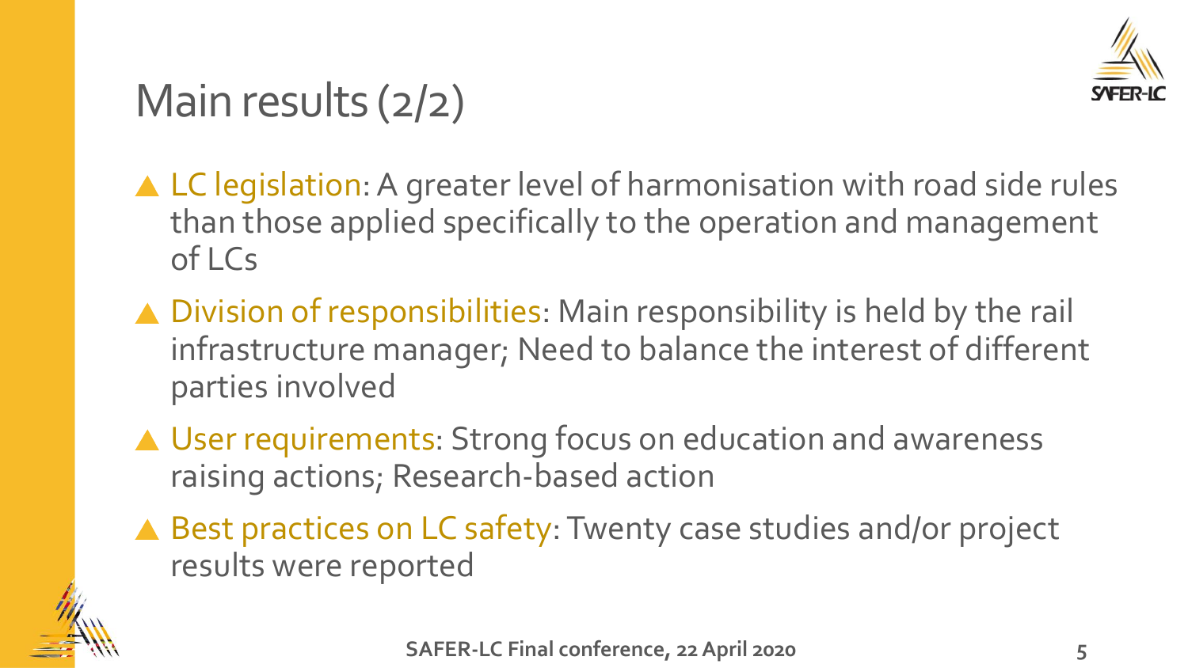# Main results (2/2)

- **LC legislation**: A greater level of harmonisation with road side rules than those applied specifically to the operation and management of LCs
- **Division of responsibilities**: Main responsibility is held by the rail infrastructure manager; Need to balance the interest of different parties involved
- **User requirements**: Strong focus on education and awareness raising actions; Research-based action
- **Best practices on LC safety**: Twenty case studies and/or project results were reported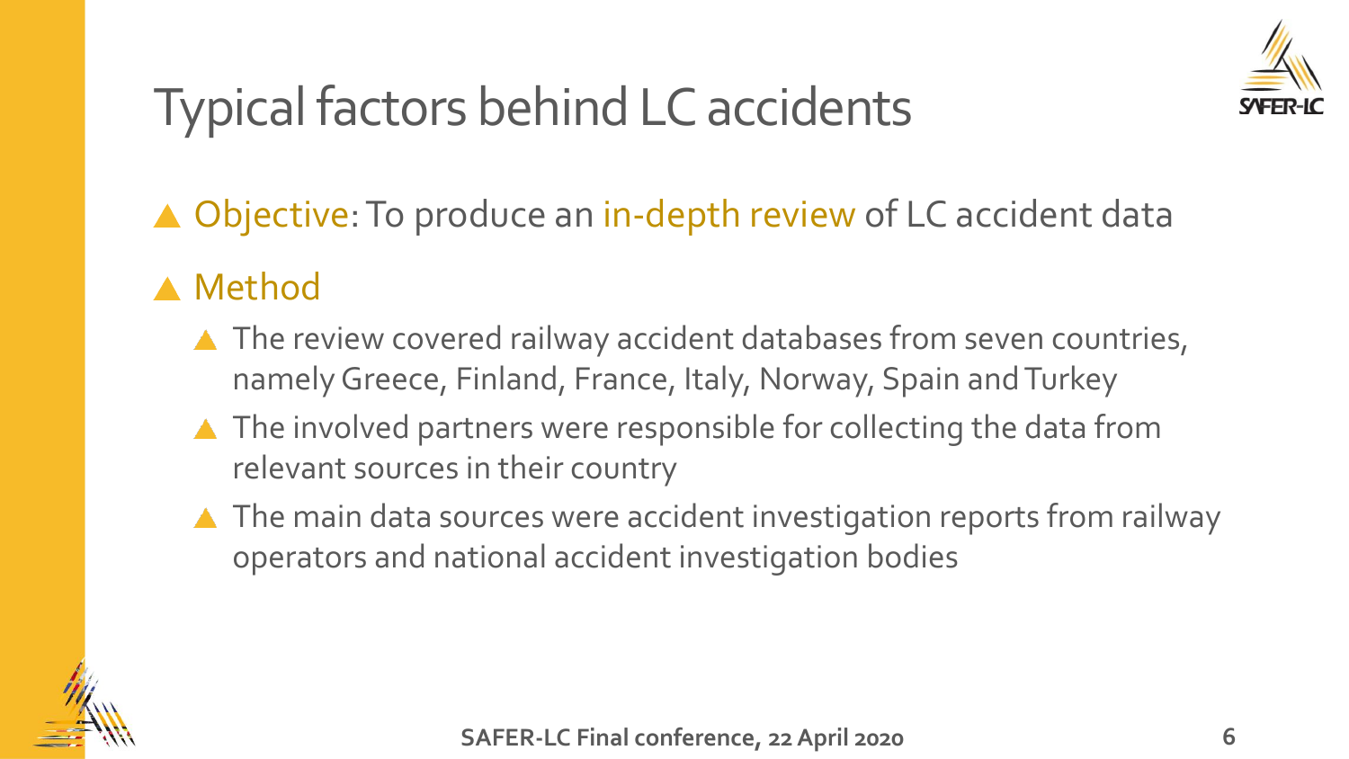# Typical factors behind LC accidents

- Objective: To produce an in-depth review of LC accident data
- Method
  - The review covered railway accident databases from seven countries, namely Greece, Finland, France, Italy, Norway, Spain and Turkey
  - The involved partners were responsible for collecting the data from relevant sources in their country
  - The main data sources were accident investigation reports from railway operators and national accident investigation bodies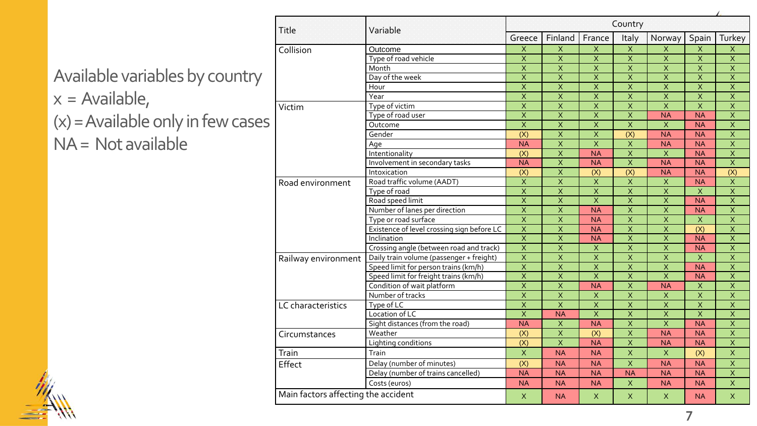# Available variables by country

x = Available,

(x) = Available only in few cases

NA = Not available

| Title | Variable | Country | | | | | | |
|---|---|---|---|---|---|---|---|---|
| | | Greece | Finland | France | Italy | Norway | Spain | Turkey |
| Collision | Outcome | X | X | X | X | X | X | X |
| | Type of road vehicle | X | X | X | X | X | X | X |
| | Month | X | X | X | X | X | X | X |
| | Day of the week | X | X | X | X | X | X | X |
| | Hour | X | X | X | X | X | X | X |
| | Year | X | X | X | X | X | X | X |
| Victim | Type of victim | X | X | X | X | X | X | X |
| | Type of road user | X | X | X | X | NA | NA | X |
| | Outcome | X | X | X | X | X | NA | X |
| | Gender | (X) | X | X | (X) | NA | NA | X |
| | Age | NA | X | X | X | NA | NA | X |
| | Intentionality | (X) | X | NA | X | X | NA | X |
| | Involvement in secondary tasks | NA | X | NA | X | NA | NA | X |
| | Intoxication | (X) | X | (X) | (X) | NA | NA | (X) |
| Road environment | Road traffic volume (AADT) | X | X | X | X | X | NA | X |
| | Type of road | X | X | X | X | X | X | X |
| | Road speed limit | X | X | X | X | X | NA | X |
| | Number of lanes per direction | X | X | NA | X | X | NA | X |
| | Type or road surface | X | X | NA | X | X | X | X |
| | Existence of level crossing sign before LC | X | X | NA | X | X | (X) | X |
| | Inclination | X | X | NA | X | X | NA | X |
| | Crossing angle (between road and track) | X | X | X | X | X | NA | X |
| Railway environment | Daily train volume (passenger + freight) | X | X | X | X | X | X | X |
| | Speed limit for person trains (km/h) | X | X | X | X | X | NA | X |
| | Speed limit for freight trains (km/h) | X | X | X | X | X | NA | X |
| | Condition of wait platform | X | X | NA | X | NA | X | X |
| | Number of tracks | X | X | X | X | X | X | X |
| LC characteristics | Type of LC | X | X | X | X | X | X | X |
| | Location of LC | X | NA | X | X | X | X | X |
| | Sight distances (from the road) | NA | X | NA | X | X | NA | X |
| Circumstances | Weather | (X) | X | (X) | X | NA | NA | X |
| | Lighting conditions | (X) | X | NA | X | NA | NA | X |
| Train | Train | X | NA | NA | X | X | (X) | X |
| Effect | Delay (number of minutes) | (X) | NA | NA | X | NA | NA | X |
| | Delay (number of trains cancelled) | NA | NA | NA | NA | NA | NA | X |
| | Costs (euros) | NA | NA | NA | X | NA | NA | X |
| Main factors affecting the accident | | X | NA | X | X | X | NA | X |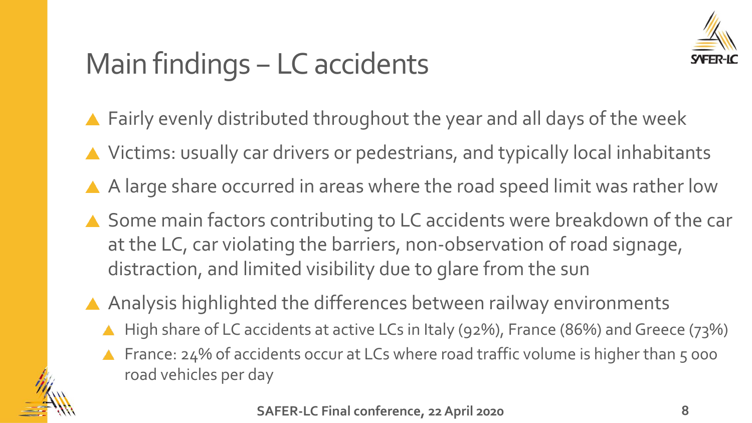# Main findings – LC accidents

- Fairly evenly distributed throughout the year and all days of the week
- Victims: usually car drivers or pedestrians, and typically local inhabitants
- A large share occurred in areas where the road speed limit was rather low
- Some main factors contributing to LC accidents were breakdown of the car at the LC, car violating the barriers, non-observation of road signage, distraction, and limited visibility due to glare from the sun
- Analysis highlighted the differences between railway environments
  - High share of LC accidents at active LCs in Italy (92%), France (86%) and Greece (73%)
  - France: 24% of accidents occur at LCs where road traffic volume is higher than 5 000 road vehicles per day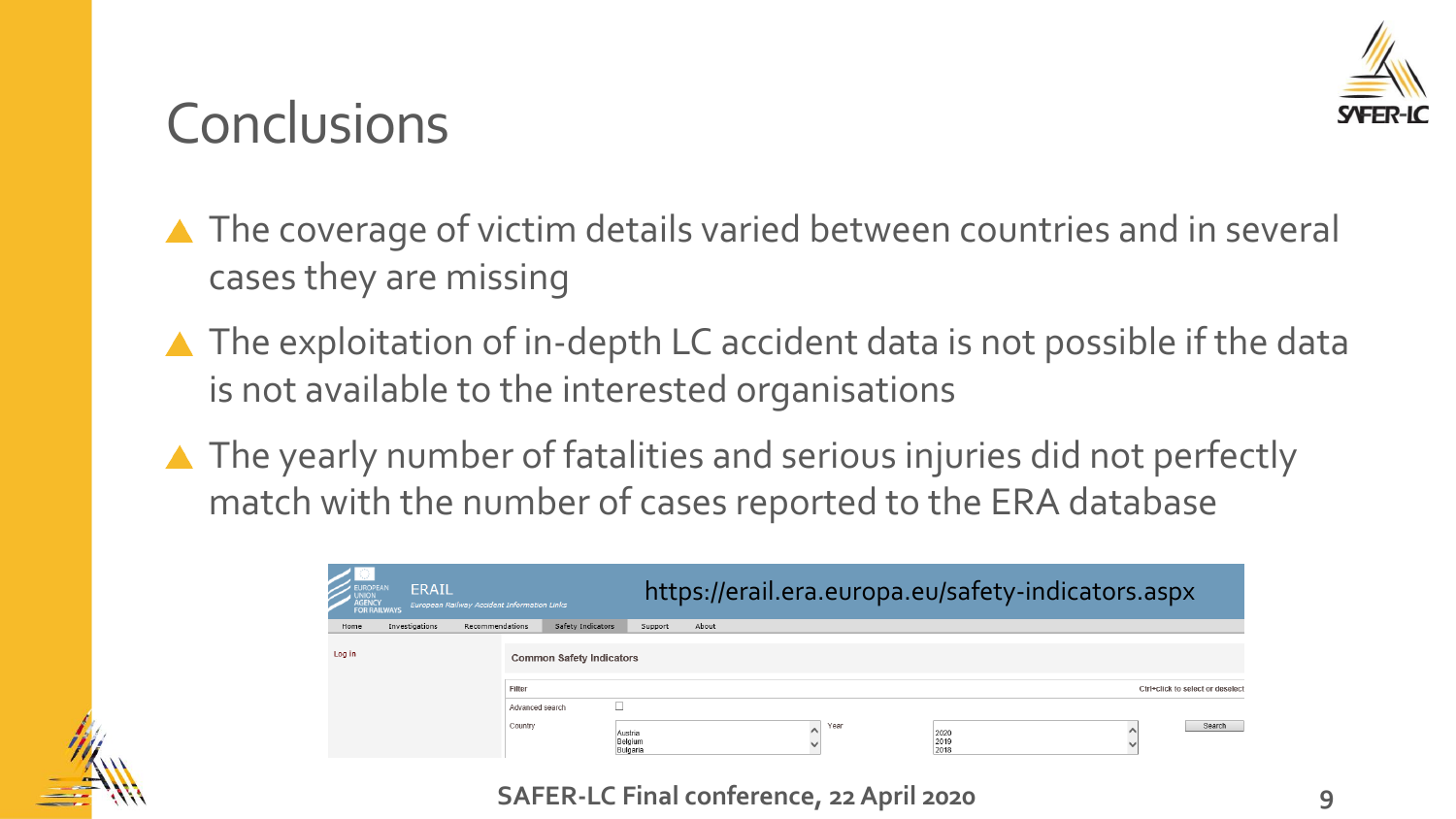# Conclusions

- The coverage of victim details varied between countries and in several cases they are missing
- The exploitation of in-depth LC accident data is not possible if the data is not available to the interested organisations
- The yearly number of fatalities and serious injuries did not perfectly match with the number of cases reported to the ERA database

https://erail.era.europa.eu/safety-indicators.aspx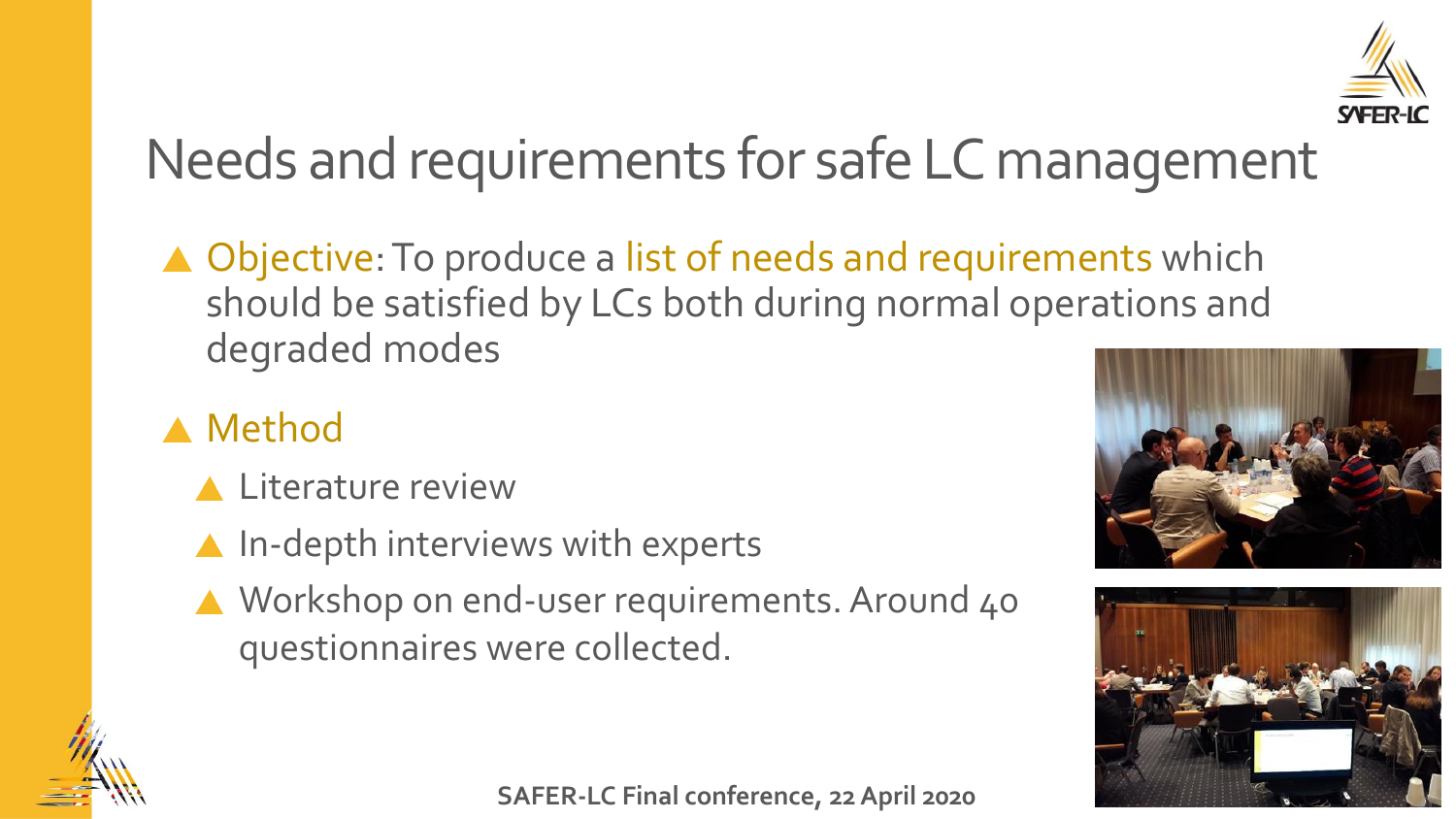# Needs and requirements for safe LC management

- Objective: To produce a list of needs and requirements which should be satisfied by LCs both during normal operations and degraded modes
- Method
  - Literature review
  - In-depth interviews with experts
  - Workshop on end-user requirements. Around 40 questionnaires were collected.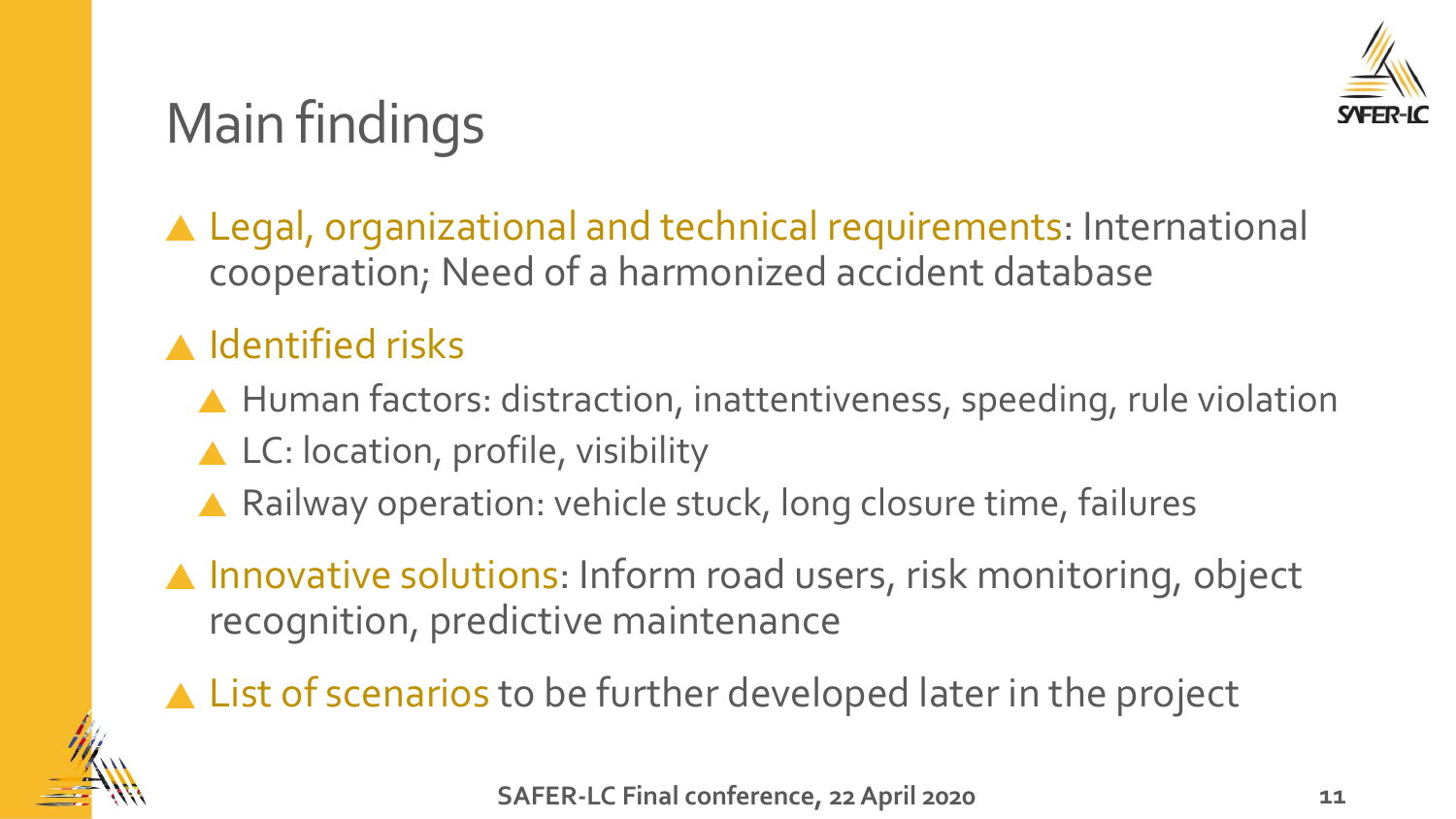# Main findings

- Legal, organizational and technical requirements: International cooperation; Need of a harmonized accident database
- Identified risks
  - Human factors: distraction, inattentiveness, speeding, rule violation
  - LC: location, profile, visibility
  - Railway operation: vehicle stuck, long closure time, failures
- Innovative solutions: Inform road users, risk monitoring, object recognition, predictive maintenance
- List of scenarios to be further developed later in the project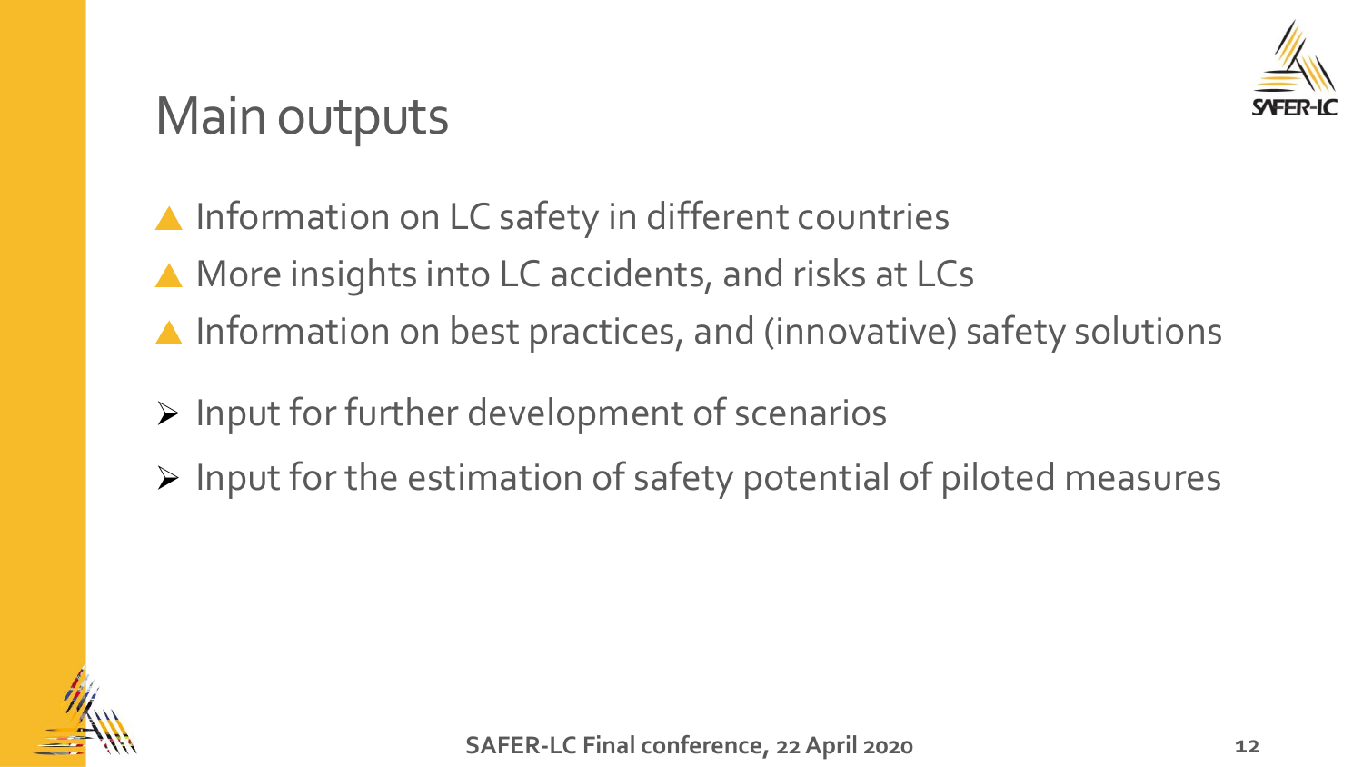# Main outputs

- Information on LC safety in different countries
- More insights into LC accidents, and risks at LCs
- Information on best practices, and (innovative) safety solutions

- Input for further development of scenarios
- Input for the estimation of safety potential of piloted measures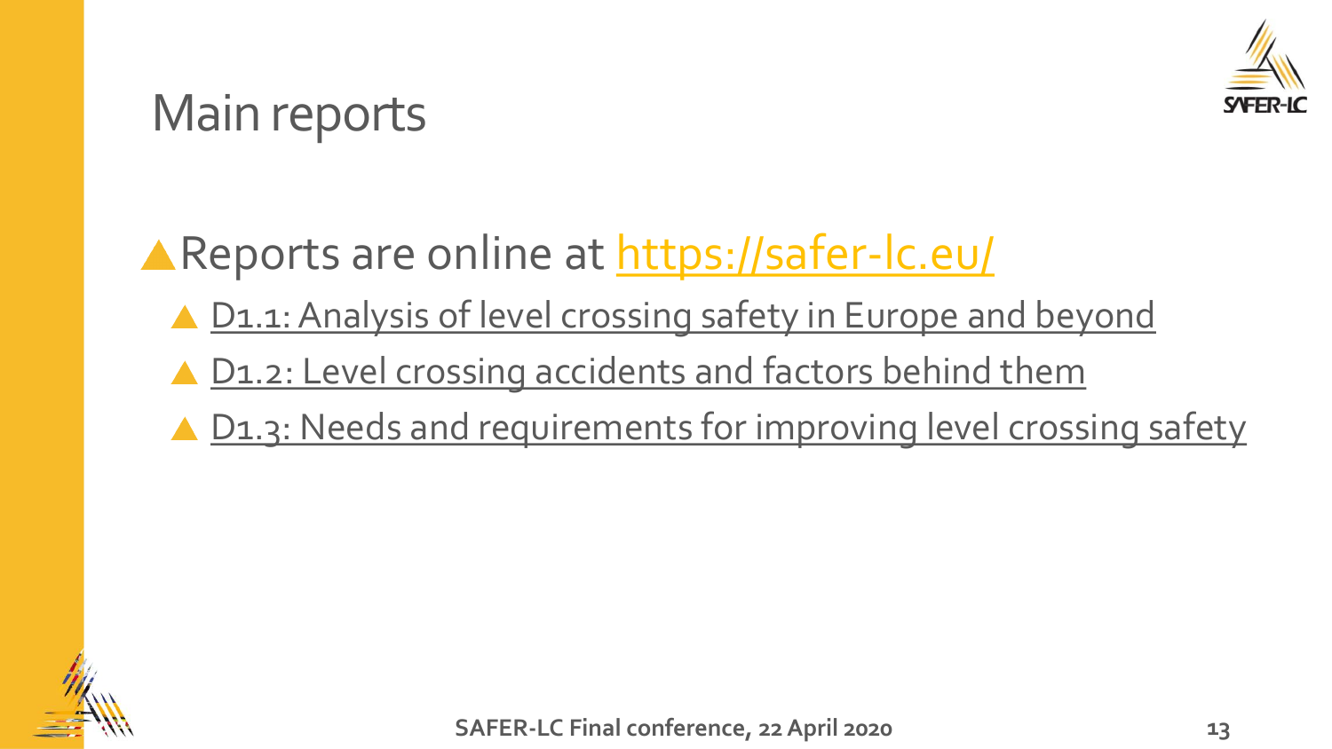# Main reports

- Reports are online at https://safer-lc.eu/
  - D1.1: Analysis of level crossing safety in Europe and beyond
  - D1.2: Level crossing accidents and factors behind them
  - D1.3: Needs and requirements for improving level crossing safety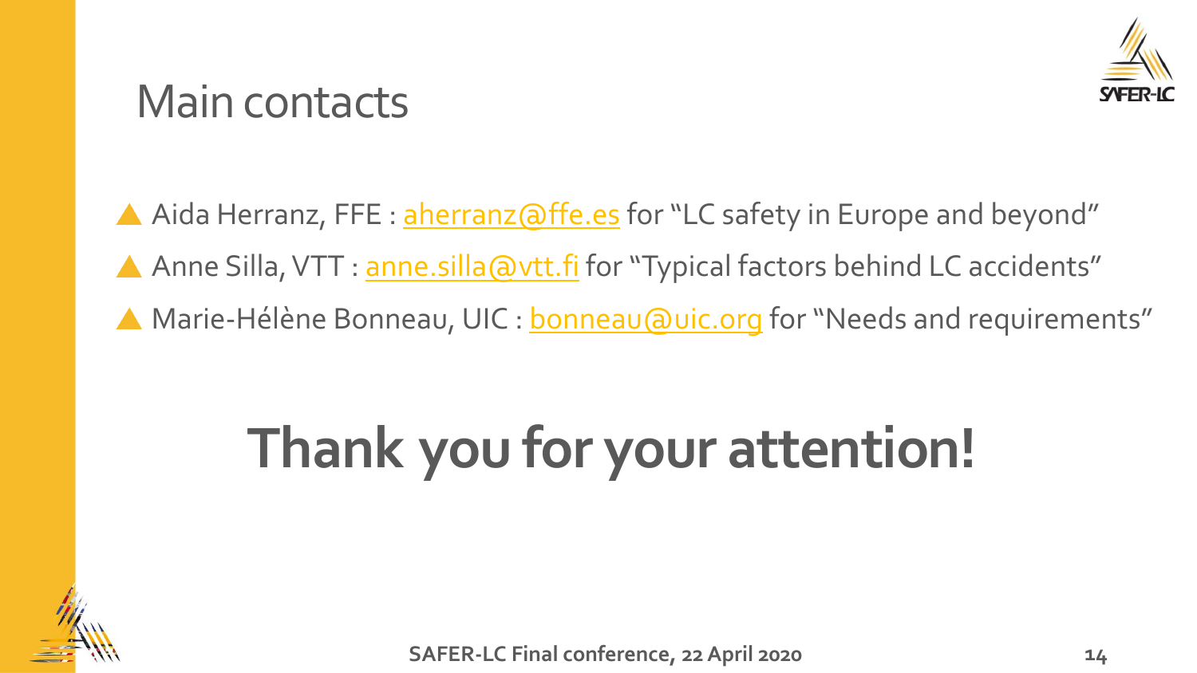# Main contacts

- Aida Herranz, FFE : aherranz@ffe.es for "LC safety in Europe and beyond"
- Anne Silla, VTT : anne.silla@vtt.fi for "Typical factors behind LC accidents"
- Marie-Hélène Bonneau, UIC : bonneau@uic.org for "Needs and requirements"

# Thank you for your attention!